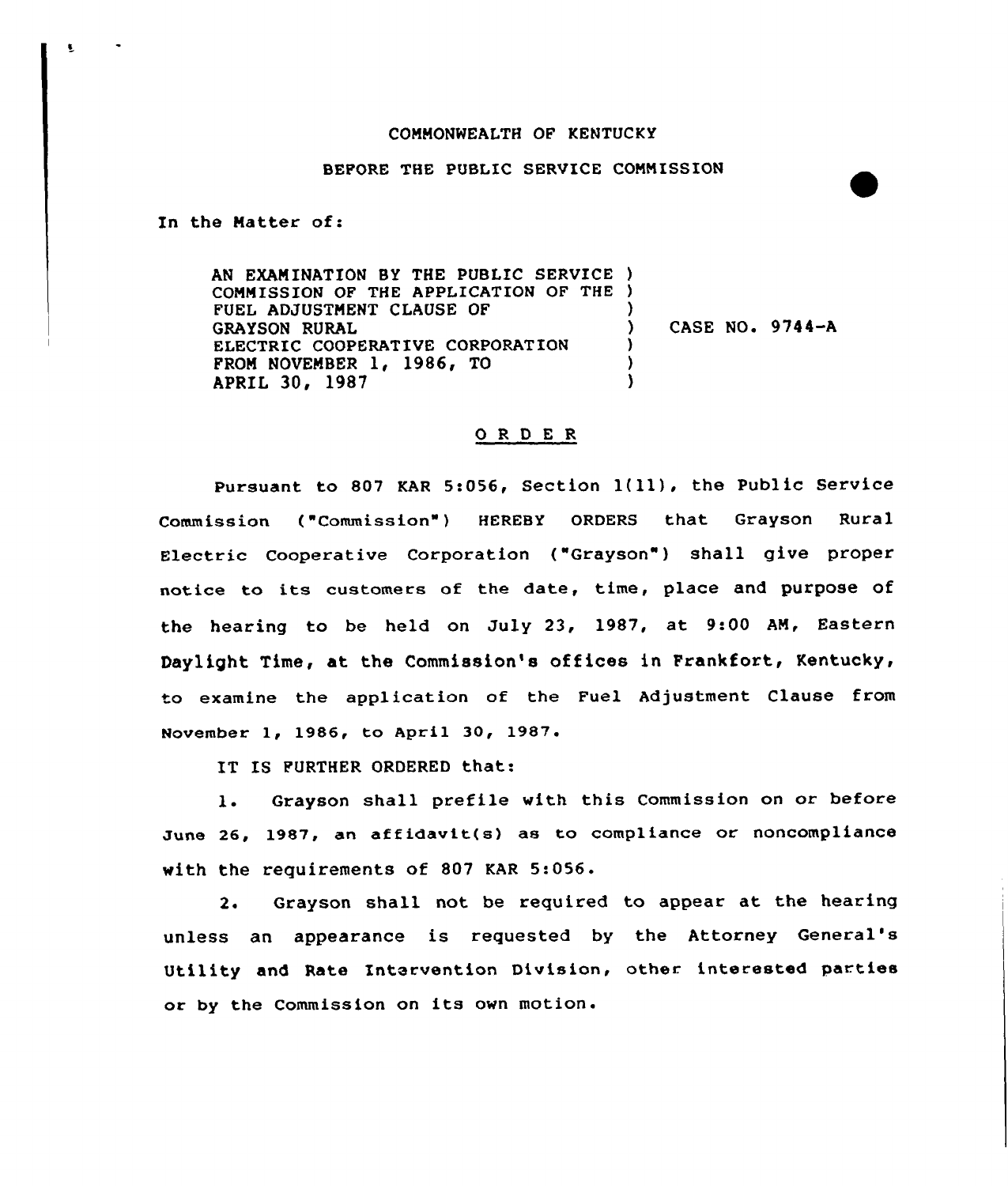COMMONWEALTH OF KENTUCKY

BEFORE THE PUBLIC SERVICE COMMISSION

In the Matter of:

AN EXAMINATION BY THE PUBLIC SERVICE COMMISSION OF THE APPLICATION OF THE FUEL ADJUSTMENT CLAUSE OF GRAYSON RURAL ELECTRIC COOPERATIVE CORPORATION FROM NOVEMBER 1, 1986, TO APRIL 30, 1987 ) CASE NO. 9744-A

## O R D E R

Pursuant to 807 KAR 5:056, Section 1(11), the Public Service Commission ("Commission") HEREBY ORDERS that Grayson Rural Electric Cooperative Corporation ("Grayson") shall give proper notice to its customers of the date, time, place and purpose of the hearing to be held on July 23, 1987, at 9:00 AM, Eastern Daylight Time, at the Commission's offices in Frankfort, Kentucky, to examine the application of the Fuel Adjustment Clause from November 1, 1986, to April 30, 1987.

IT IS FURTHER ORDERED that:

1. Grayson shall prefile with this Commission on or before June 26, 1987, an affidavit(s) as to compliance or noncompliance with the requirements of 807 KAR 5:056.

2. Grayson shall not be required to appear at the hearing unless an appearance is requested by the Attorney General's Utility and Rate Intervention Division, other interested parties or by the Commission on its own motion.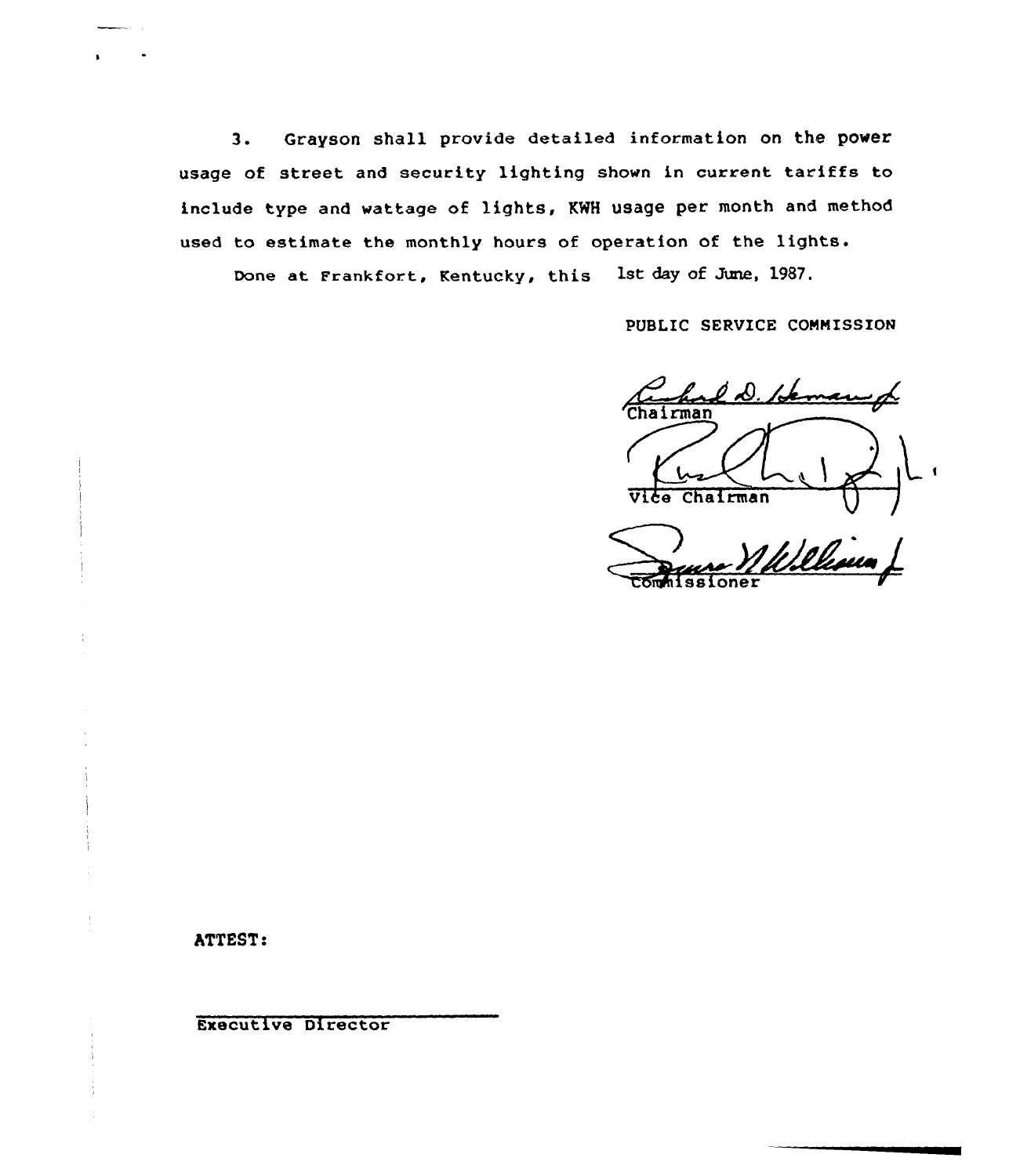3. Grayson shall provide detailed information on the power usage of street and security lighting shown in current tariffs to include type and wattage of lights, KWH usage per month and method used to estimate the monthly hours of operation of the lights.

Done at Frankfort, Kentucky, this 1st day of June, 1987.

PUBLIC SERVICE COMMISSION

Chairman

Vice Chairman

Commissioner

ATTEST:

Executive Director